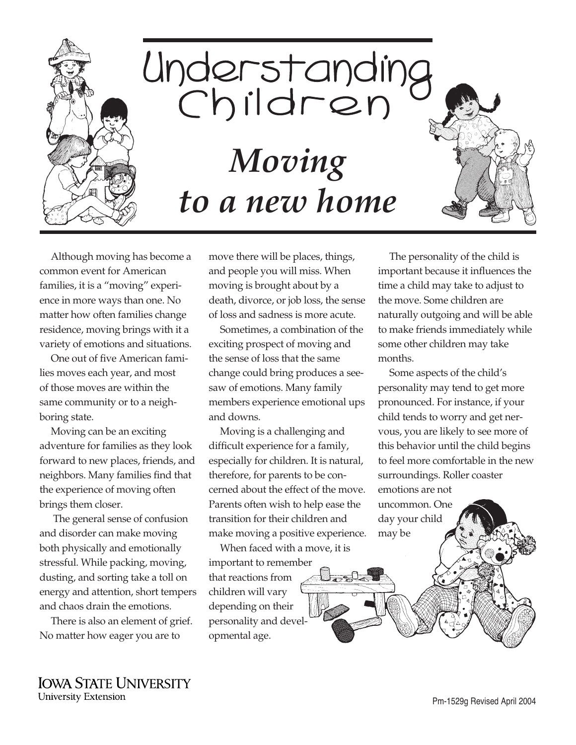# Understanding Children

## *Moving to a new home*

Although moving has become a common event for American families, it is a "moving" experience in more ways than one. No matter how often families change residence, moving brings with it a variety of emotions and situations.

One out of five American families moves each year, and most of those moves are within the same community or to a neighboring state.

Moving can be an exciting adventure for families as they look forward to new places, friends, and neighbors. Many families find that the experience of moving often brings them closer.

The general sense of confusion and disorder can make moving both physically and emotionally stressful. While packing, moving, dusting, and sorting take a toll on energy and attention, short tempers and chaos drain the emotions.

There is also an element of grief. No matter how eager you are to move there will be places, things, and people you will miss. When moving is brought about by a death, divorce, or job loss, the sense of loss and sadness is more acute.

Sometimes, a combination of the exciting prospect of moving and the sense of loss that the same change could bring produces a seesaw of emotions. Many family members experience emotional ups and downs.

Moving is a challenging and difficult experience for a family, especially for children. It is natural, therefore, for parents to be concerned about the effect of the move. Parents often wish to help ease the transition for their children and make moving a positive experience.

When faced with a move, it is important to remember that reactions from children will vary depending on their personality and developmental age.

The personality of the child is important because it influences the time a child may take to adjust to the move. Some children are naturally outgoing and will be able to make friends immediately while some other children may take months.

Some aspects of the child's personality may tend to get more pronounced. For instance, if your child tends to worry and get nervous, you are likely to see more of this behavior until the child begins to feel more comfortable in the new surroundings. Roller coaster emotions are not uncommon. One day your child may be

IOWA STATE UNIVERSITY
University Extension

Pm-1529g Revised April 2004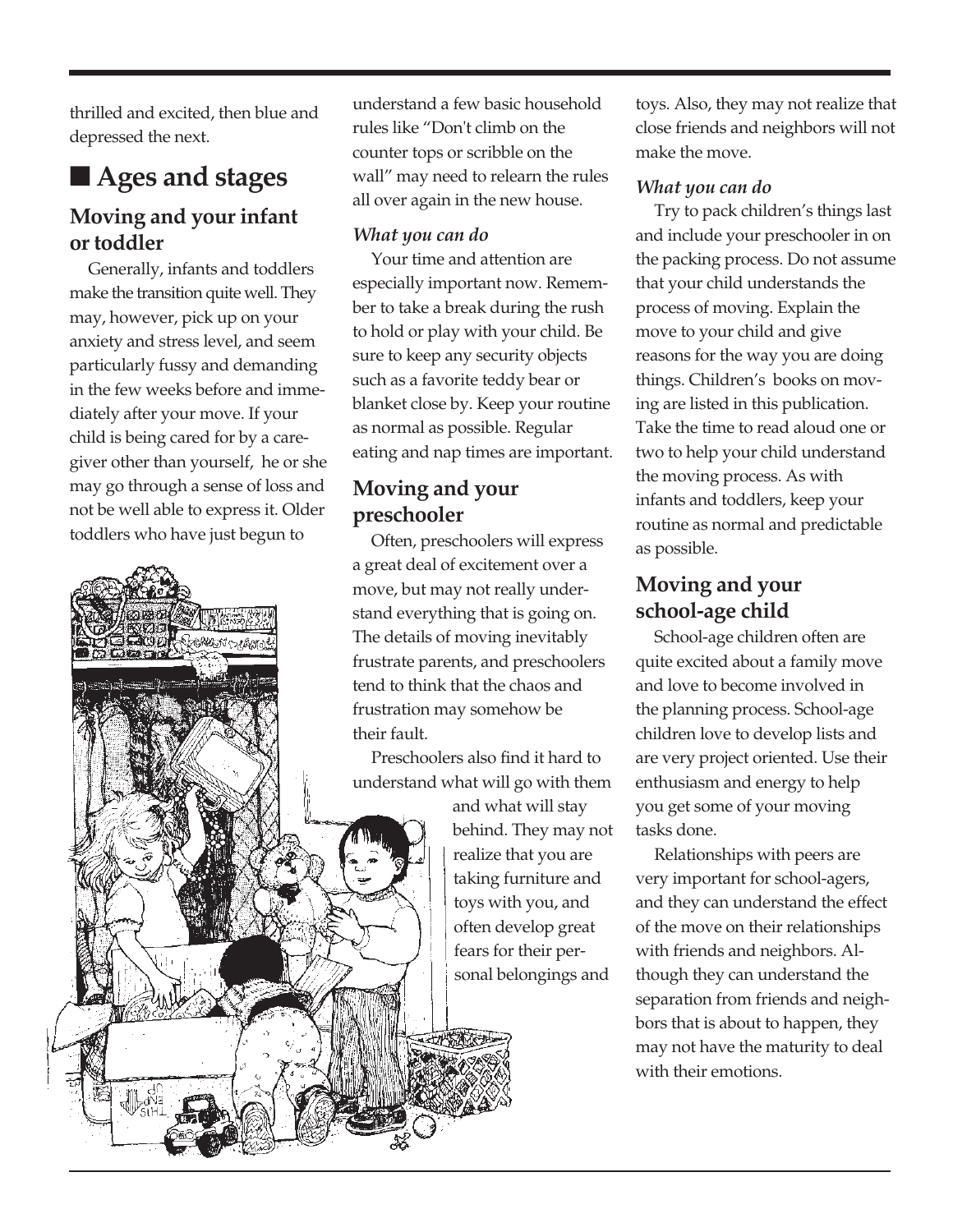thrilled and excited, then blue and depressed the next.

## ■ Ages and stages

### Moving and your infant or toddler

Generally, infants and toddlers make the transition quite well. They may, however, pick up on your anxiety and stress level, and seem particularly fussy and demanding in the few weeks before and immediately after your move. If your child is being cared for by a caregiver other than yourself, he or she may go through a sense of loss and not be well able to express it. Older toddlers who have just begun to understand a few basic household rules like "Don't climb on the counter tops or scribble on the wall" may need to relearn the rules all over again in the new house.

#### *What you can do*

Your time and attention are especially important now. Remember to take a break during the rush to hold or play with your child. Be sure to keep any security objects such as a favorite teddy bear or blanket close by. Keep your routine as normal as possible. Regular eating and nap times are important.

### Moving and your preschooler

Often, preschoolers will express a great deal of excitement over a move, but may not really understand everything that is going on. The details of moving inevitably frustrate parents, and preschoolers tend to think that the chaos and frustration may somehow be their fault.

Preschoolers also find it hard to understand what will go with them and what will stay behind. They may not realize that you are taking furniture and toys with you, and often develop great fears for their personal belongings and toys. Also, they may not realize that close friends and neighbors will not make the move.

#### *What you can do*

Try to pack children's things last and include your preschooler in on the packing process. Do not assume that your child understands the process of moving. Explain the move to your child and give reasons for the way you are doing things. Children's books on moving are listed in this publication. Take the time to read aloud one or two to help your child understand the moving process. As with infants and toddlers, keep your routine as normal and predictable as possible.

### Moving and your school-age child

School-age children often are quite excited about a family move and love to become involved in the planning process. School-age children love to develop lists and are very project oriented. Use their enthusiasm and energy to help you get some of your moving tasks done.

Relationships with peers are very important for school-agers, and they can understand the effect of the move on their relationships with friends and neighbors. Although they can understand the separation from friends and neighbors that is about to happen, they may not have the maturity to deal with their emotions.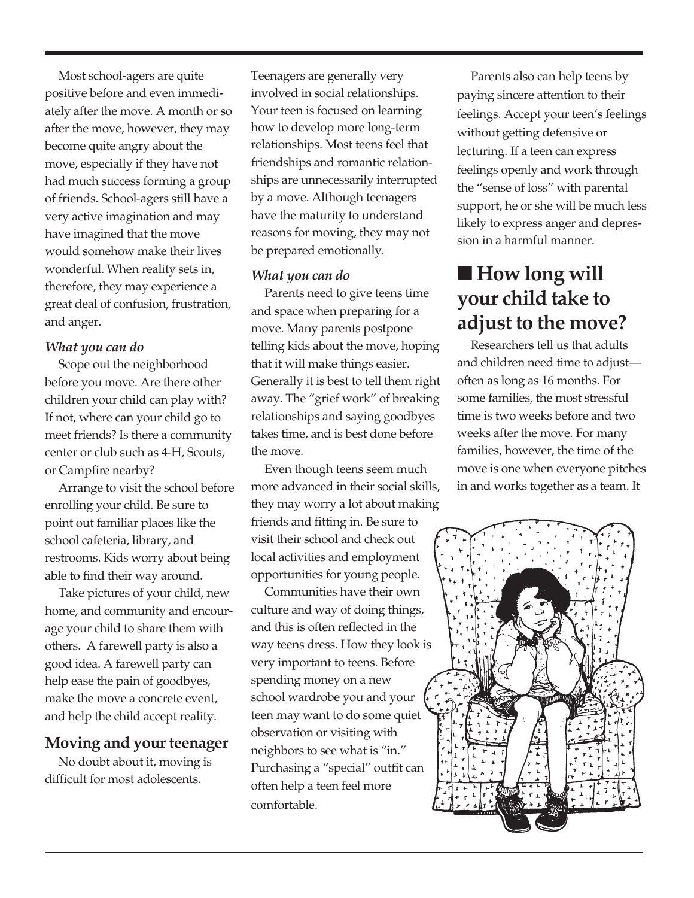Most school-agers are quite positive before and even immediately after the move. A month or so after the move, however, they may become quite angry about the move, especially if they have not had much success forming a group of friends. School-agers still have a very active imagination and may have imagined that the move would somehow make their lives wonderful. When reality sets in, therefore, they may experience a great deal of confusion, frustration, and anger.

*What you can do*

Scope out the neighborhood before you move. Are there other children your child can play with? If not, where can your child go to meet friends? Is there a community center or club such as 4-H, Scouts, or Campfire nearby?

Arrange to visit the school before enrolling your child. Be sure to point out familiar places like the school cafeteria, library, and restrooms. Kids worry about being able to find their way around.

Take pictures of your child, new home, and community and encourage your child to share them with others. A farewell party is also a good idea. A farewell party can help ease the pain of goodbyes, make the move a concrete event, and help the child accept reality.

### Moving and your teenager

No doubt about it, moving is difficult for most adolescents. Teenagers are generally very involved in social relationships. Your teen is focused on learning how to develop more long-term relationships. Most teens feel that friendships and romantic relationships are unnecessarily interrupted by a move. Although teenagers have the maturity to understand reasons for moving, they may not be prepared emotionally.

*What you can do*

Parents need to give teens time and space when preparing for a move. Many parents postpone telling kids about the move, hoping that it will make things easier. Generally it is best to tell them right away. The "grief work" of breaking relationships and saying goodbyes takes time, and is best done before the move.

Even though teens seem much more advanced in their social skills, they may worry a lot about making friends and fitting in. Be sure to visit their school and check out local activities and employment opportunities for young people.

Communities have their own culture and way of doing things, and this is often reflected in the way teens dress. How they look is very important to teens. Before spending money on a new school wardrobe you and your teen may want to do some quiet observation or visiting with neighbors to see what is "in." Purchasing a "special" outfit can often help a teen feel more comfortable.

Parents also can help teens by paying sincere attention to their feelings. Accept your teen's feelings without getting defensive or lecturing. If a teen can express feelings openly and work through the "sense of loss" with parental support, he or she will be much less likely to express anger and depression in a harmful manner.

## ■ How long will your child take to adjust to the move?

Researchers tell us that adults and children need time to adjust—often as long as 16 months. For some families, the most stressful time is two weeks before and two weeks after the move. For many families, however, the time of the move is one when everyone pitches in and works together as a team. It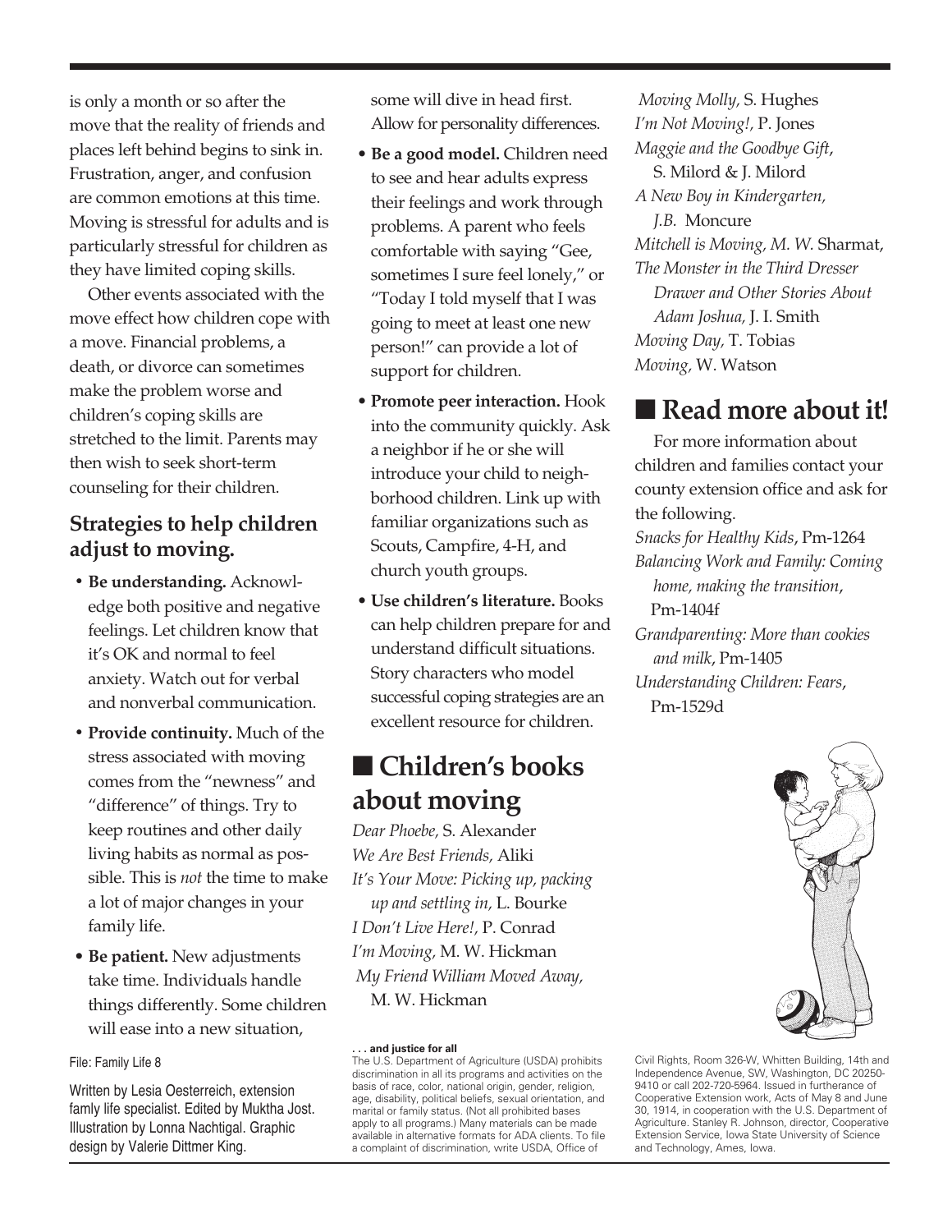is only a month or so after the move that the reality of friends and places left behind begins to sink in. Frustration, anger, and confusion are common emotions at this time. Moving is stressful for adults and is particularly stressful for children as they have limited coping skills.

Other events associated with the move effect how children cope with a move. Financial problems, a death, or divorce can sometimes make the problem worse and children's coping skills are stretched to the limit. Parents may then wish to seek short-term counseling for their children.

### Strategies to help children adjust to moving.

- **Be understanding.** Acknowledge both positive and negative feelings. Let children know that it's OK and normal to feel anxiety. Watch out for verbal and nonverbal communication.
- **Provide continuity.** Much of the stress associated with moving comes from the "newness" and "difference" of things. Try to keep routines and other daily living habits as normal as possible. This is *not* the time to make a lot of major changes in your family life.
- **Be patient.** New adjustments take time. Individuals handle things differently. Some children will ease into a new situation, some will dive in head first. Allow for personality differences.
- **Be a good model.** Children need to see and hear adults express their feelings and work through problems. A parent who feels comfortable with saying "Gee, sometimes I sure feel lonely," or "Today I told myself that I was going to meet at least one new person!" can provide a lot of support for children.
- **Promote peer interaction.** Hook into the community quickly. Ask a neighbor if he or she will introduce your child to neighborhood children. Link up with familiar organizations such as Scouts, Campfire, 4-H, and church youth groups.
- **Use children's literature.** Books can help children prepare for and understand difficult situations. Story characters who model successful coping strategies are an excellent resource for children.

## ■ Children's books about moving

*Dear Phoebe,* S. Alexander
*We Are Best Friends,* Aliki
*It's Your Move: Picking up, packing up and settling in,* L. Bourke
*I Don't Live Here!,* P. Conrad
*I'm Moving,* M. W. Hickman
*My Friend William Moved Away,* M. W. Hickman
*Moving Molly,* S. Hughes
*I'm Not Moving!,* P. Jones
*Maggie and the Goodbye Gift*, S. Milord & J. Milord
*A New Boy in Kindergarten, J.B.* Moncure
*Mitchell is Moving, M. W.* Sharmat,
*The Monster in the Third Dresser Drawer and Other Stories About Adam Joshua,* J. I. Smith
*Moving Day,* T. Tobias
*Moving,* W. Watson

## ■ Read more about it!

For more information about children and families contact your county extension office and ask for the following.

*Snacks for Healthy Kids*, Pm-1264
*Balancing Work and Family: Coming home, making the transition*, Pm-1404f
*Grandparenting: More than cookies and milk*, Pm-1405
*Understanding Children: Fears*, Pm-1529d

File: Family Life 8

Written by Lesia Oesterreich, extension famly life specialist. Edited by Muktha Jost. Illustration by Lonna Nachtigal. Graphic design by Valerie Dittmer King.

**. . . and justice for all**
The U.S. Department of Agriculture (USDA) prohibits discrimination in all its programs and activities on the basis of race, color, national origin, gender, religion, age, disability, political beliefs, sexual orientation, and marital or family status. (Not all prohibited bases apply to all programs.) Many materials can be made available in alternative formats for ADA clients. To file a complaint of discrimination, write USDA, Office of Civil Rights, Room 326-W, Whitten Building, 14th and Independence Avenue, SW, Washington, DC 20250-9410 or call 202-720-5964. Issued in furtherance of Cooperative Extension work, Acts of May 8 and June 30, 1914, in cooperation with the U.S. Department of Agriculture. Stanley R. Johnson, director, Cooperative Extension Service, Iowa State University of Science and Technology, Ames, Iowa.